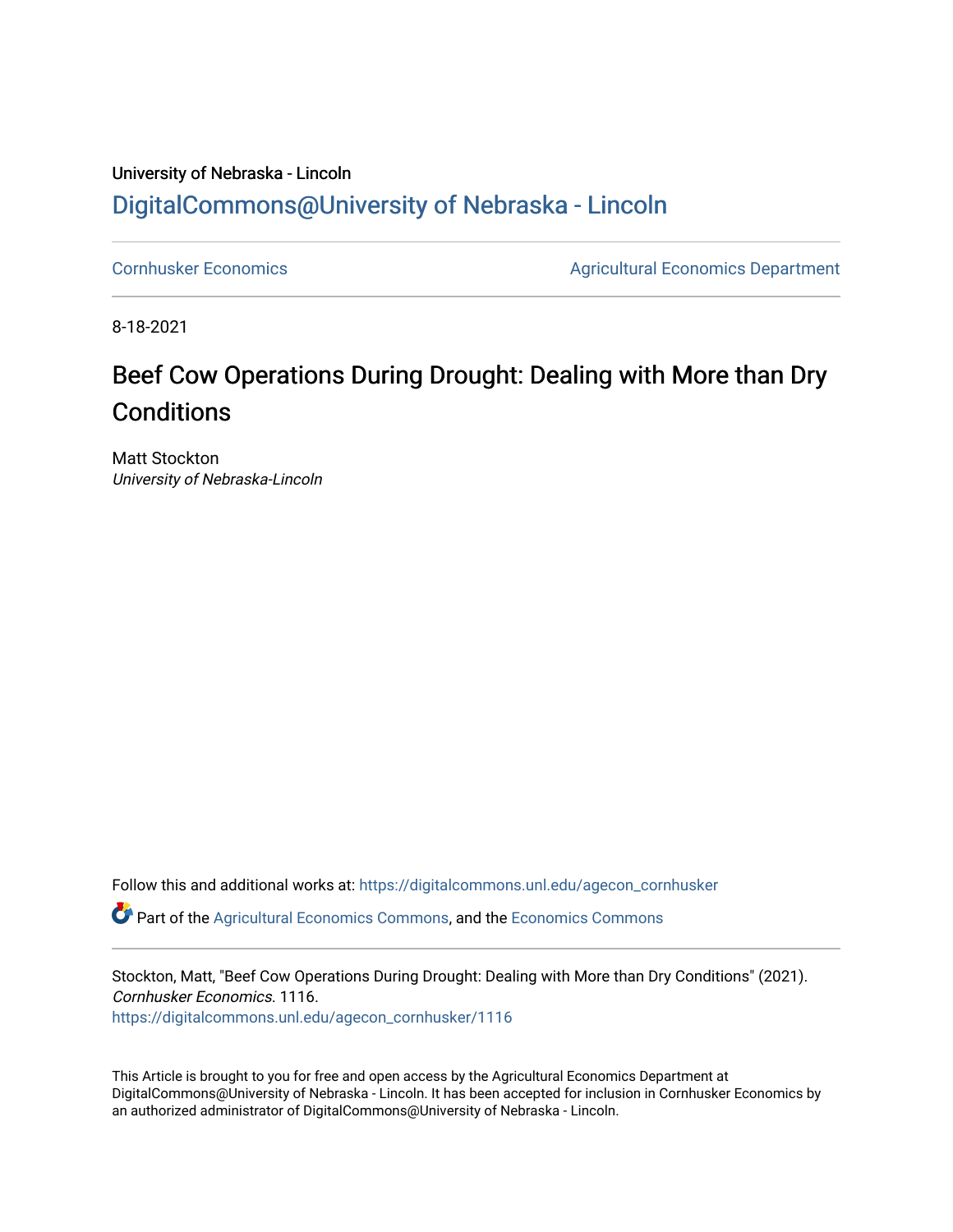University of Nebraska - Lincoln

DigitalCommons@University of Nebraska - Lincoln

Cornhusker Economics | Agricultural Economics Department

8-18-2021

# Beef Cow Operations During Drought: Dealing with More than Dry Conditions

Matt Stockton
*University of Nebraska-Lincoln*

Follow this and additional works at: https://digitalcommons.unl.edu/agecon_cornhusker

Part of the Agricultural Economics Commons, and the Economics Commons

Stockton, Matt, "Beef Cow Operations During Drought: Dealing with More than Dry Conditions" (2021). *Cornhusker Economics*. 1116.
https://digitalcommons.unl.edu/agecon_cornhusker/1116

This Article is brought to you for free and open access by the Agricultural Economics Department at DigitalCommons@University of Nebraska - Lincoln. It has been accepted for inclusion in Cornhusker Economics by an authorized administrator of DigitalCommons@University of Nebraska - Lincoln.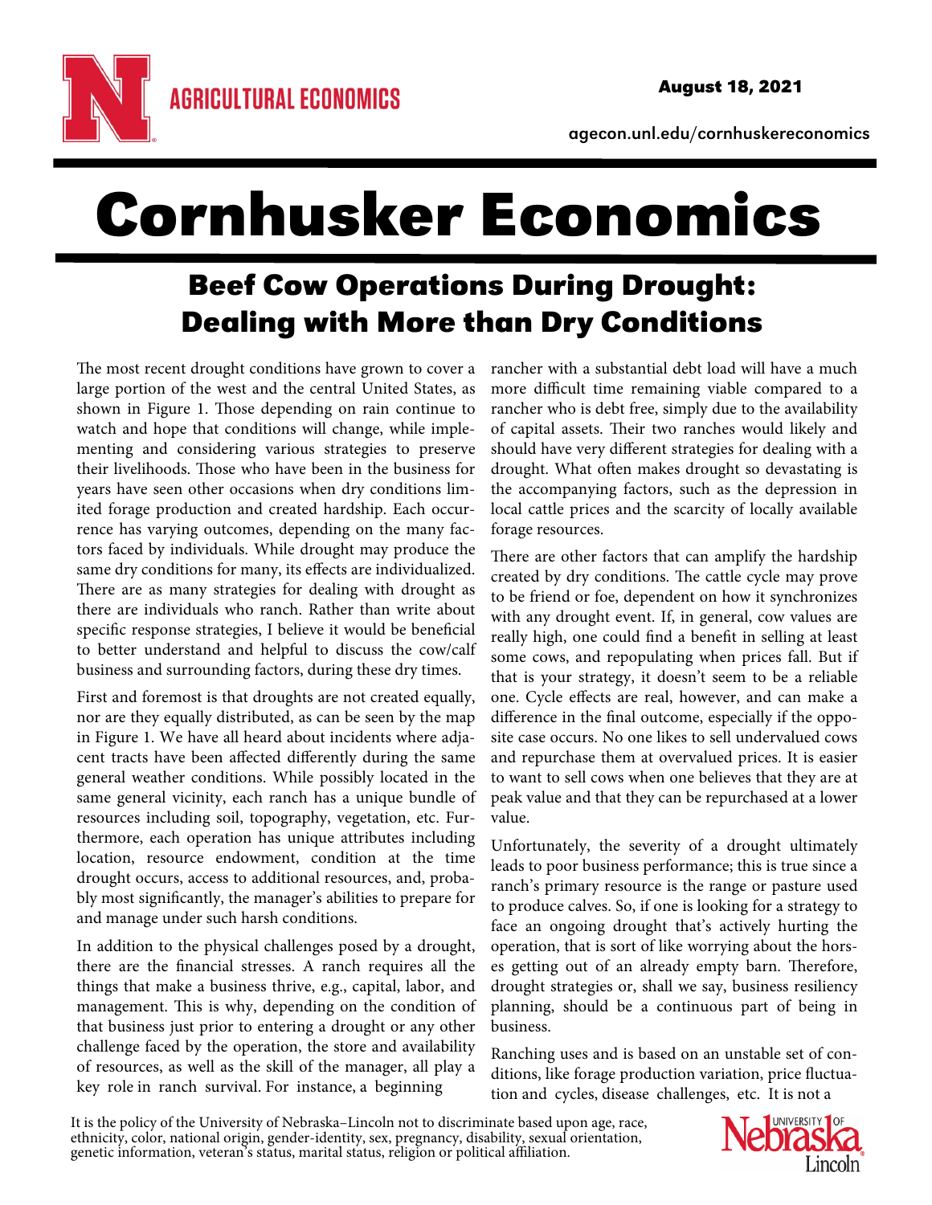# Cornhusker Economics

## Beef Cow Operations During Drought: Dealing with More than Dry Conditions

The most recent drought conditions have grown to cover a large portion of the west and the central United States, as shown in Figure 1. Those depending on rain continue to watch and hope that conditions will change, while implementing and considering various strategies to preserve their livelihoods. Those who have been in the business for years have seen other occasions when dry conditions limited forage production and created hardship. Each occurrence has varying outcomes, depending on the many factors faced by individuals. While drought may produce the same dry conditions for many, its effects are individualized. There are as many strategies for dealing with drought as there are individuals who ranch. Rather than write about specific response strategies, I believe it would be beneficial to better understand and helpful to discuss the cow/calf business and surrounding factors, during these dry times.

First and foremost is that droughts are not created equally, nor are they equally distributed, as can be seen by the map in Figure 1. We have all heard about incidents where adjacent tracts have been affected differently during the same general weather conditions. While possibly located in the same general vicinity, each ranch has a unique bundle of resources including soil, topography, vegetation, etc. Furthermore, each operation has unique attributes including location, resource endowment, condition at the time drought occurs, access to additional resources, and, probably most significantly, the manager's abilities to prepare for and manage under such harsh conditions.

In addition to the physical challenges posed by a drought, there are the financial stresses. A ranch requires all the things that make a business thrive, e.g., capital, labor, and management. This is why, depending on the condition of that business just prior to entering a drought or any other challenge faced by the operation, the store and availability of resources, as well as the skill of the manager, all play a key role in ranch survival. For instance, a beginning rancher with a substantial debt load will have a much more difficult time remaining viable compared to a rancher who is debt free, simply due to the availability of capital assets. Their two ranches would likely and should have very different strategies for dealing with a drought. What often makes drought so devastating is the accompanying factors, such as the depression in local cattle prices and the scarcity of locally available forage resources.

There are other factors that can amplify the hardship created by dry conditions. The cattle cycle may prove to be friend or foe, dependent on how it synchronizes with any drought event. If, in general, cow values are really high, one could find a benefit in selling at least some cows, and repopulating when prices fall. But if that is your strategy, it doesn't seem to be a reliable one. Cycle effects are real, however, and can make a difference in the final outcome, especially if the opposite case occurs. No one likes to sell undervalued cows and repurchase them at overvalued prices. It is easier to want to sell cows when one believes that they are at peak value and that they can be repurchased at a lower value.

Unfortunately, the severity of a drought ultimately leads to poor business performance; this is true since a ranch's primary resource is the range or pasture used to produce calves. So, if one is looking for a strategy to face an ongoing drought that's actively hurting the operation, that is sort of like worrying about the horses getting out of an already empty barn. Therefore, drought strategies or, shall we say, business resiliency planning, should be a continuous part of being in business.

Ranching uses and is based on an unstable set of conditions, like forage production variation, price fluctuation and cycles, disease challenges, etc. It is not a

It is the policy of the University of Nebraska–Lincoln not to discriminate based upon age, race, ethnicity, color, national origin, gender-identity, sex, pregnancy, disability, sexual orientation, genetic information, veteran's status, marital status, religion or political affiliation.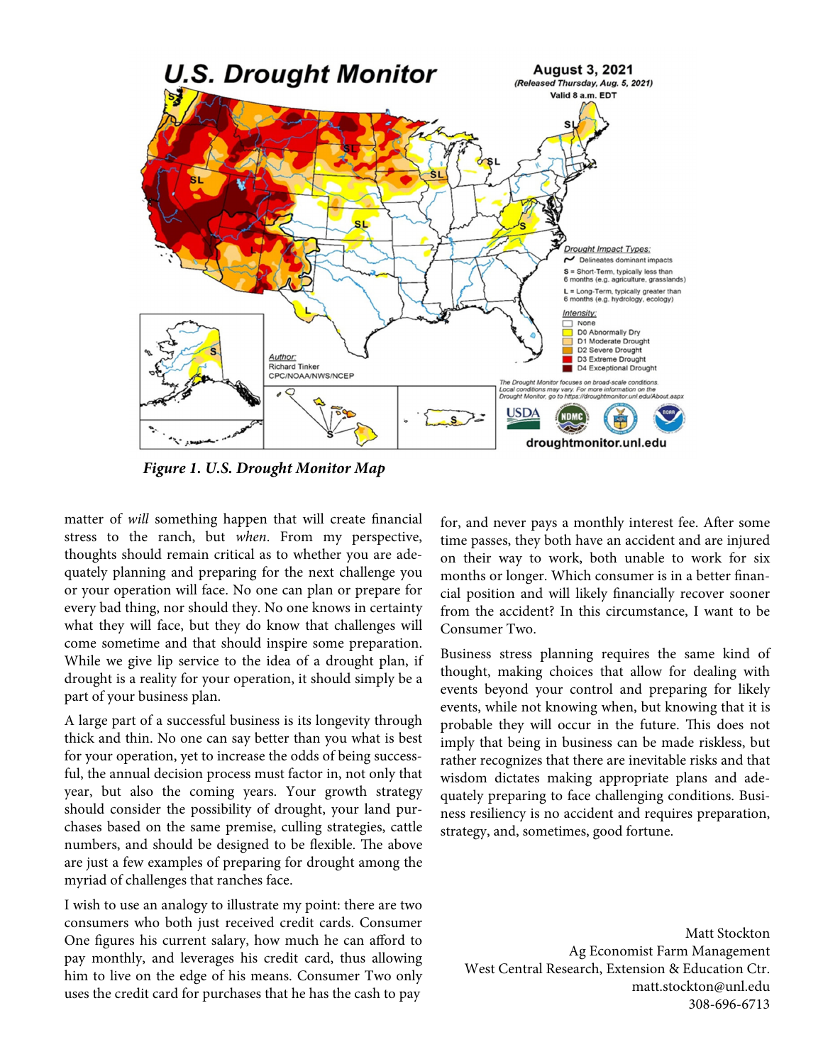U.S. Drought Monitor

August 3, 2021
(Released Thursday, Aug. 5, 2021)
Valid 8 a.m. EDT

Drought Impact Types:
Delineates dominant impacts
S = Short-Term, typically less than 6 months (e.g. agriculture, grasslands)
L = Long-Term, typically greater than 6 months (e.g. hydrology, ecology)

Intensity:
None
D0 Abnormally Dry
D1 Moderate Drought
D2 Severe Drought
D3 Extreme Drought
D4 Exceptional Drought

Author:
Richard Tinker
CPC/NOAA/NWS/NCEP

The Drought Monitor focuses on broad-scale conditions. Local conditions may vary. For more information on the Drought Monitor, go to https://droughtmonitor.unl.edu/About.aspx

USDA
NDMC
NOAA

droughtmonitor.unl.edu

***Figure 1. U.S. Drought Monitor Map***

matter of *will* something happen that will create financial stress to the ranch, but *when*. From my perspective, thoughts should remain critical as to whether you are adequately planning and preparing for the next challenge you or your operation will face. No one can plan or prepare for every bad thing, nor should they. No one knows in certainty what they will face, but they do know that challenges will come sometime and that should inspire some preparation. While we give lip service to the idea of a drought plan, if drought is a reality for your operation, it should simply be a part of your business plan.

A large part of a successful business is its longevity through thick and thin. No one can say better than you what is best for your operation, yet to increase the odds of being successful, the annual decision process must factor in, not only that year, but also the coming years. Your growth strategy should consider the possibility of drought, your land purchases based on the same premise, culling strategies, cattle numbers, and should be designed to be flexible. The above are just a few examples of preparing for drought among the myriad of challenges that ranches face.

I wish to use an analogy to illustrate my point: there are two consumers who both just received credit cards. Consumer One figures his current salary, how much he can afford to pay monthly, and leverages his credit card, thus allowing him to live on the edge of his means. Consumer Two only uses the credit card for purchases that he has the cash to pay for, and never pays a monthly interest fee. After some time passes, they both have an accident and are injured on their way to work, both unable to work for six months or longer. Which consumer is in a better financial position and will likely financially recover sooner from the accident? In this circumstance, I want to be Consumer Two.

Business stress planning requires the same kind of thought, making choices that allow for dealing with events beyond your control and preparing for likely events, while not knowing when, but knowing that it is probable they will occur in the future. This does not imply that being in business can be made riskless, but rather recognizes that there are inevitable risks and that wisdom dictates making appropriate plans and adequately preparing to face challenging conditions. Business resiliency is no accident and requires preparation, strategy, and, sometimes, good fortune.

Matt Stockton
Ag Economist Farm Management
West Central Research, Extension & Education Ctr.
matt.stockton@unl.edu
308-696-6713